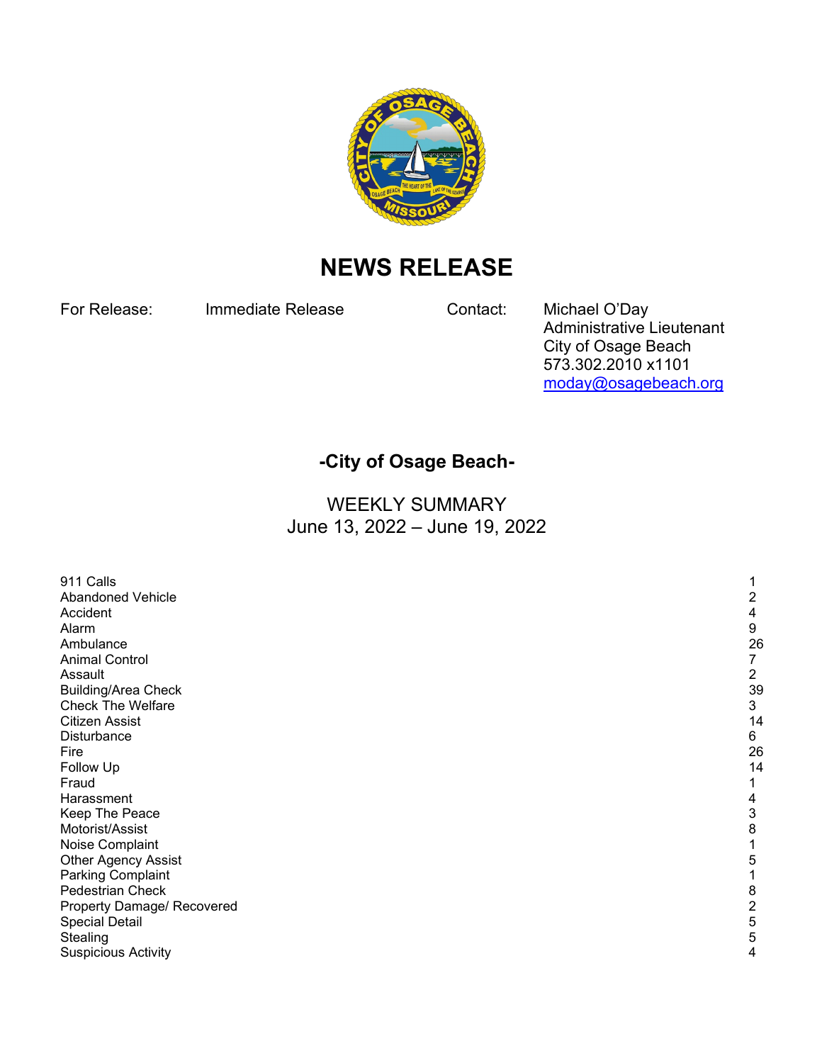# NEWS RELEASE

For Release: Immediate Release

Contact: Michael O'Day
Administrative Lieutenant
City of Osage Beach
573.302.2010 x1101
moday@osagebeach.org

## -City of Osage Beach-

### WEEKLY SUMMARY
### June 13, 2022 – June 19, 2022

| | |
|---|---|
| 911 Calls | 1 |
| Abandoned Vehicle | 2 |
| Accident | 4 |
| Alarm | 9 |
| Ambulance | 26 |
| Animal Control | 7 |
| Assault | 2 |
| Building/Area Check | 39 |
| Check The Welfare | 3 |
| Citizen Assist | 14 |
| Disturbance | 6 |
| Fire | 26 |
| Follow Up | 14 |
| Fraud | 1 |
| Harassment | 4 |
| Keep The Peace | 3 |
| Motorist/Assist | 8 |
| Noise Complaint | 1 |
| Other Agency Assist | 5 |
| Parking Complaint | 1 |
| Pedestrian Check | 8 |
| Property Damage/ Recovered | 2 |
| Special Detail | 5 |
| Stealing | 5 |
| Suspicious Activity | 4 |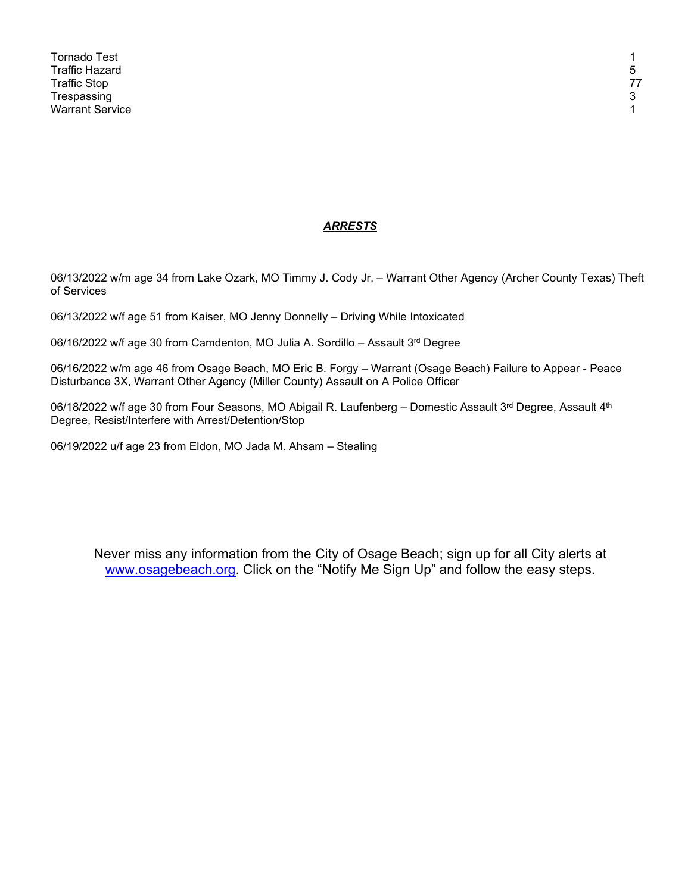| | |
|---|---|
| Tornado Test | 1 |
| Traffic Hazard | 5 |
| Traffic Stop | 77 |
| Trespassing | 3 |
| Warrant Service | 1 |

## ***ARRESTS***

06/13/2022 w/m age 34 from Lake Ozark, MO Timmy J. Cody Jr. – Warrant Other Agency (Archer County Texas) Theft of Services

06/13/2022 w/f age 51 from Kaiser, MO Jenny Donnelly – Driving While Intoxicated

06/16/2022 w/f age 30 from Camdenton, MO Julia A. Sordillo – Assault 3rd Degree

06/16/2022 w/m age 46 from Osage Beach, MO Eric B. Forgy – Warrant (Osage Beach) Failure to Appear - Peace Disturbance 3X, Warrant Other Agency (Miller County) Assault on A Police Officer

06/18/2022 w/f age 30 from Four Seasons, MO Abigail R. Laufenberg – Domestic Assault 3rd Degree, Assault 4th Degree, Resist/Interfere with Arrest/Detention/Stop

06/19/2022 u/f age 23 from Eldon, MO Jada M. Ahsam – Stealing

Never miss any information from the City of Osage Beach; sign up for all City alerts at www.osagebeach.org. Click on the "Notify Me Sign Up" and follow the easy steps.